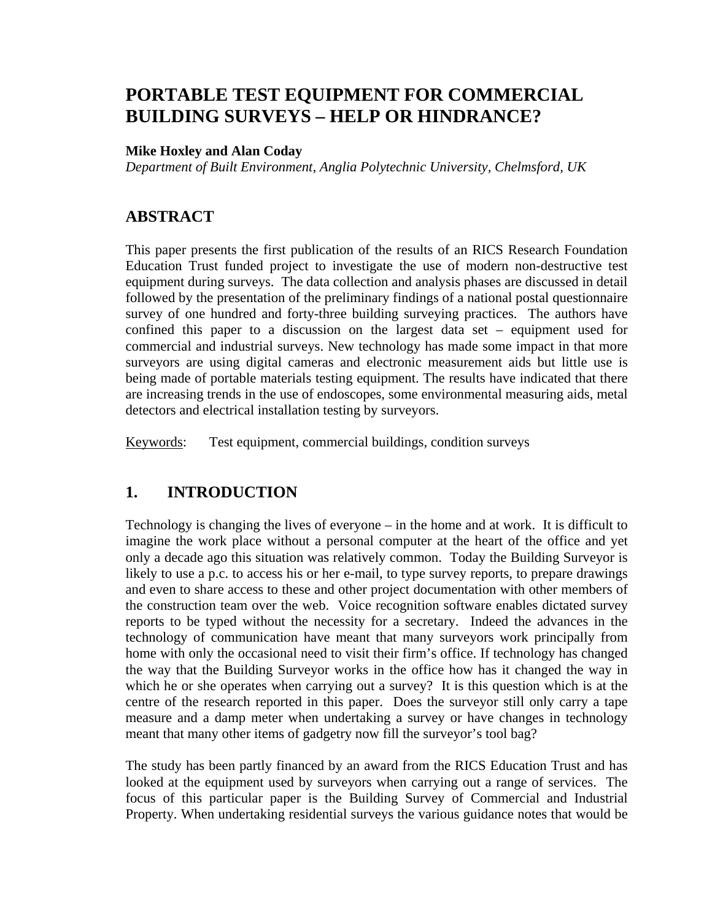# PORTABLE TEST EQUIPMENT FOR COMMERCIAL BUILDING SURVEYS – HELP OR HINDRANCE?

**Mike Hoxley and Alan Coday**
*Department of Built Environment, Anglia Polytechnic University, Chelmsford, UK*

## ABSTRACT

This paper presents the first publication of the results of an RICS Research Foundation Education Trust funded project to investigate the use of modern non-destructive test equipment during surveys. The data collection and analysis phases are discussed in detail followed by the presentation of the preliminary findings of a national postal questionnaire survey of one hundred and forty-three building surveying practices. The authors have confined this paper to a discussion on the largest data set – equipment used for commercial and industrial surveys. New technology has made some impact in that more surveyors are using digital cameras and electronic measurement aids but little use is being made of portable materials testing equipment. The results have indicated that there are increasing trends in the use of endoscopes, some environmental measuring aids, metal detectors and electrical installation testing by surveyors.

Keywords: Test equipment, commercial buildings, condition surveys

## 1. INTRODUCTION

Technology is changing the lives of everyone – in the home and at work. It is difficult to imagine the work place without a personal computer at the heart of the office and yet only a decade ago this situation was relatively common. Today the Building Surveyor is likely to use a p.c. to access his or her e-mail, to type survey reports, to prepare drawings and even to share access to these and other project documentation with other members of the construction team over the web. Voice recognition software enables dictated survey reports to be typed without the necessity for a secretary. Indeed the advances in the technology of communication have meant that many surveyors work principally from home with only the occasional need to visit their firm's office. If technology has changed the way that the Building Surveyor works in the office how has it changed the way in which he or she operates when carrying out a survey? It is this question which is at the centre of the research reported in this paper. Does the surveyor still only carry a tape measure and a damp meter when undertaking a survey or have changes in technology meant that many other items of gadgetry now fill the surveyor's tool bag?

The study has been partly financed by an award from the RICS Education Trust and has looked at the equipment used by surveyors when carrying out a range of services. The focus of this particular paper is the Building Survey of Commercial and Industrial Property. When undertaking residential surveys the various guidance notes that would be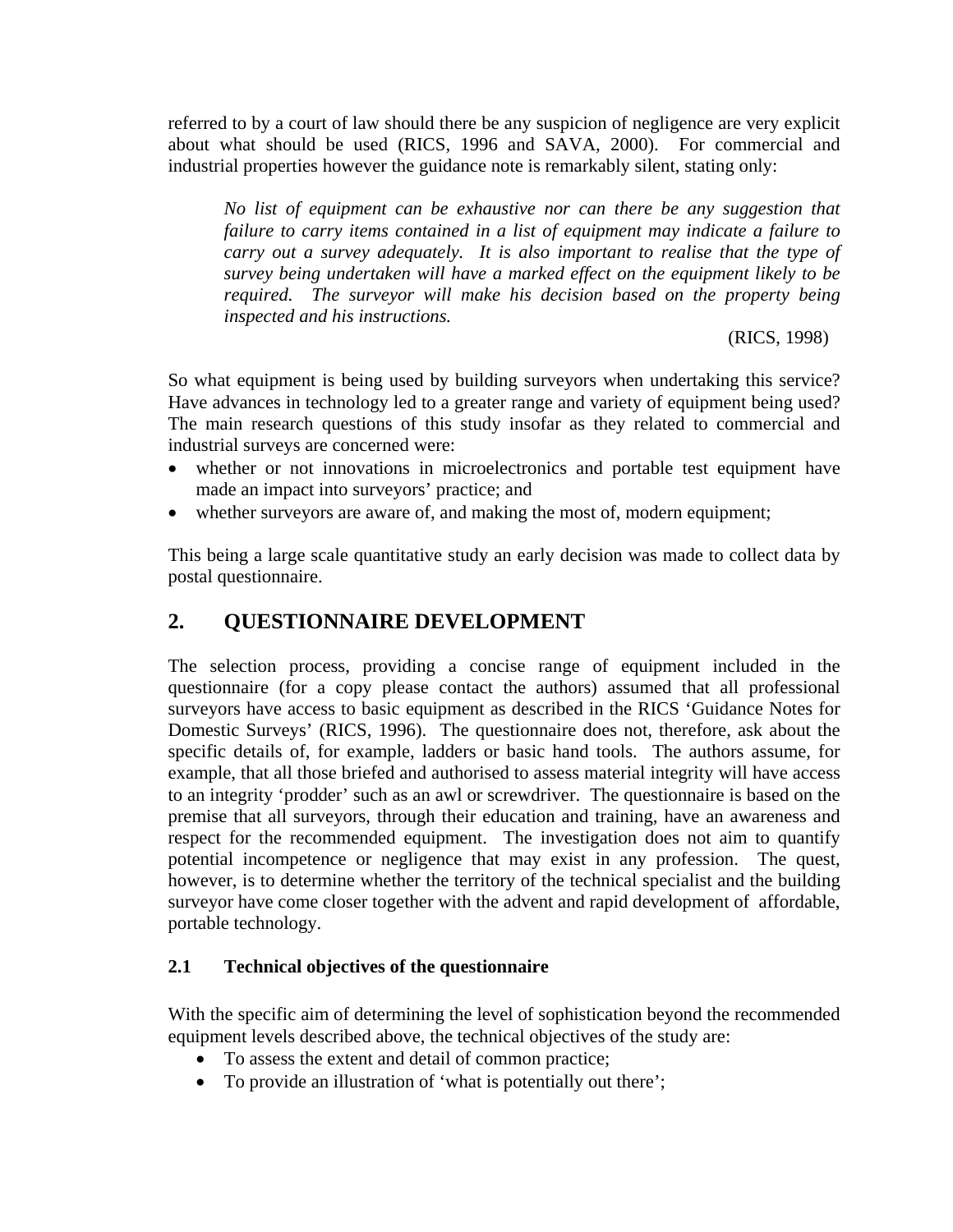referred to by a court of law should there be any suspicion of negligence are very explicit about what should be used (RICS, 1996 and SAVA, 2000). For commercial and industrial properties however the guidance note is remarkably silent, stating only:

> *No list of equipment can be exhaustive nor can there be any suggestion that failure to carry items contained in a list of equipment may indicate a failure to carry out a survey adequately. It is also important to realise that the type of survey being undertaken will have a marked effect on the equipment likely to be required. The surveyor will make his decision based on the property being inspected and his instructions.*
>
> (RICS, 1998)

So what equipment is being used by building surveyors when undertaking this service? Have advances in technology led to a greater range and variety of equipment being used? The main research questions of this study insofar as they related to commercial and industrial surveys are concerned were:

- whether or not innovations in microelectronics and portable test equipment have made an impact into surveyors' practice; and
- whether surveyors are aware of, and making the most of, modern equipment;

This being a large scale quantitative study an early decision was made to collect data by postal questionnaire.

## 2. QUESTIONNAIRE DEVELOPMENT

The selection process, providing a concise range of equipment included in the questionnaire (for a copy please contact the authors) assumed that all professional surveyors have access to basic equipment as described in the RICS 'Guidance Notes for Domestic Surveys' (RICS, 1996). The questionnaire does not, therefore, ask about the specific details of, for example, ladders or basic hand tools. The authors assume, for example, that all those briefed and authorised to assess material integrity will have access to an integrity 'prodder' such as an awl or screwdriver. The questionnaire is based on the premise that all surveyors, through their education and training, have an awareness and respect for the recommended equipment. The investigation does not aim to quantify potential incompetence or negligence that may exist in any profession. The quest, however, is to determine whether the territory of the technical specialist and the building surveyor have come closer together with the advent and rapid development of affordable, portable technology.

### 2.1 Technical objectives of the questionnaire

With the specific aim of determining the level of sophistication beyond the recommended equipment levels described above, the technical objectives of the study are:

- To assess the extent and detail of common practice;
- To provide an illustration of 'what is potentially out there';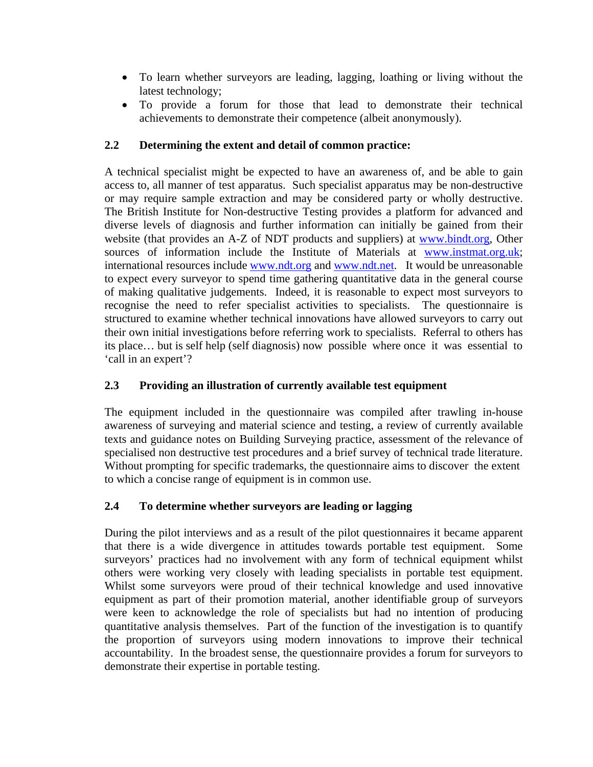- To learn whether surveyors are leading, lagging, loathing or living without the latest technology;
- To provide a forum for those that lead to demonstrate their technical achievements to demonstrate their competence (albeit anonymously).

### 2.2 Determining the extent and detail of common practice:

A technical specialist might be expected to have an awareness of, and be able to gain access to, all manner of test apparatus. Such specialist apparatus may be non-destructive or may require sample extraction and may be considered party or wholly destructive. The British Institute for Non-destructive Testing provides a platform for advanced and diverse levels of diagnosis and further information can initially be gained from their website (that provides an A-Z of NDT products and suppliers) at www.bindt.org, Other sources of information include the Institute of Materials at www.instmat.org.uk; international resources include www.ndt.org and www.ndt.net. It would be unreasonable to expect every surveyor to spend time gathering quantitative data in the general course of making qualitative judgements. Indeed, it is reasonable to expect most surveyors to recognise the need to refer specialist activities to specialists. The questionnaire is structured to examine whether technical innovations have allowed surveyors to carry out their own initial investigations before referring work to specialists. Referral to others has its place… but is self help (self diagnosis) now possible where once it was essential to 'call in an expert'?

### 2.3 Providing an illustration of currently available test equipment

The equipment included in the questionnaire was compiled after trawling in-house awareness of surveying and material science and testing, a review of currently available texts and guidance notes on Building Surveying practice, assessment of the relevance of specialised non destructive test procedures and a brief survey of technical trade literature. Without prompting for specific trademarks, the questionnaire aims to discover the extent to which a concise range of equipment is in common use.

### 2.4 To determine whether surveyors are leading or lagging

During the pilot interviews and as a result of the pilot questionnaires it became apparent that there is a wide divergence in attitudes towards portable test equipment. Some surveyors' practices had no involvement with any form of technical equipment whilst others were working very closely with leading specialists in portable test equipment. Whilst some surveyors were proud of their technical knowledge and used innovative equipment as part of their promotion material, another identifiable group of surveyors were keen to acknowledge the role of specialists but had no intention of producing quantitative analysis themselves. Part of the function of the investigation is to quantify the proportion of surveyors using modern innovations to improve their technical accountability. In the broadest sense, the questionnaire provides a forum for surveyors to demonstrate their expertise in portable testing.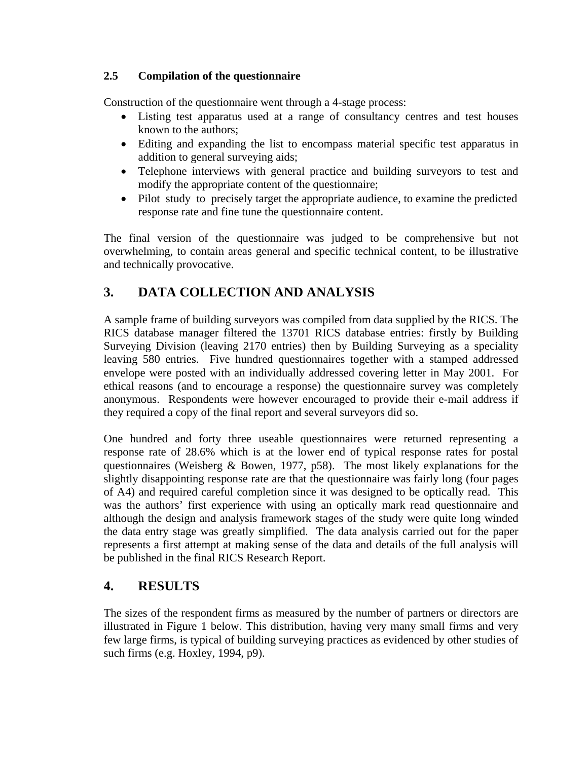### 2.5 Compilation of the questionnaire

Construction of the questionnaire went through a 4-stage process:

- Listing test apparatus used at a range of consultancy centres and test houses known to the authors;
- Editing and expanding the list to encompass material specific test apparatus in addition to general surveying aids;
- Telephone interviews with general practice and building surveyors to test and modify the appropriate content of the questionnaire;
- Pilot study to precisely target the appropriate audience, to examine the predicted response rate and fine tune the questionnaire content.

The final version of the questionnaire was judged to be comprehensive but not overwhelming, to contain areas general and specific technical content, to be illustrative and technically provocative.

## 3. DATA COLLECTION AND ANALYSIS

A sample frame of building surveyors was compiled from data supplied by the RICS. The RICS database manager filtered the 13701 RICS database entries: firstly by Building Surveying Division (leaving 2170 entries) then by Building Surveying as a speciality leaving 580 entries. Five hundred questionnaires together with a stamped addressed envelope were posted with an individually addressed covering letter in May 2001. For ethical reasons (and to encourage a response) the questionnaire survey was completely anonymous. Respondents were however encouraged to provide their e-mail address if they required a copy of the final report and several surveyors did so.

One hundred and forty three useable questionnaires were returned representing a response rate of 28.6% which is at the lower end of typical response rates for postal questionnaires (Weisberg & Bowen, 1977, p58). The most likely explanations for the slightly disappointing response rate are that the questionnaire was fairly long (four pages of A4) and required careful completion since it was designed to be optically read. This was the authors' first experience with using an optically mark read questionnaire and although the design and analysis framework stages of the study were quite long winded the data entry stage was greatly simplified. The data analysis carried out for the paper represents a first attempt at making sense of the data and details of the full analysis will be published in the final RICS Research Report.

## 4. RESULTS

The sizes of the respondent firms as measured by the number of partners or directors are illustrated in Figure 1 below. This distribution, having very many small firms and very few large firms, is typical of building surveying practices as evidenced by other studies of such firms (e.g. Hoxley, 1994, p9).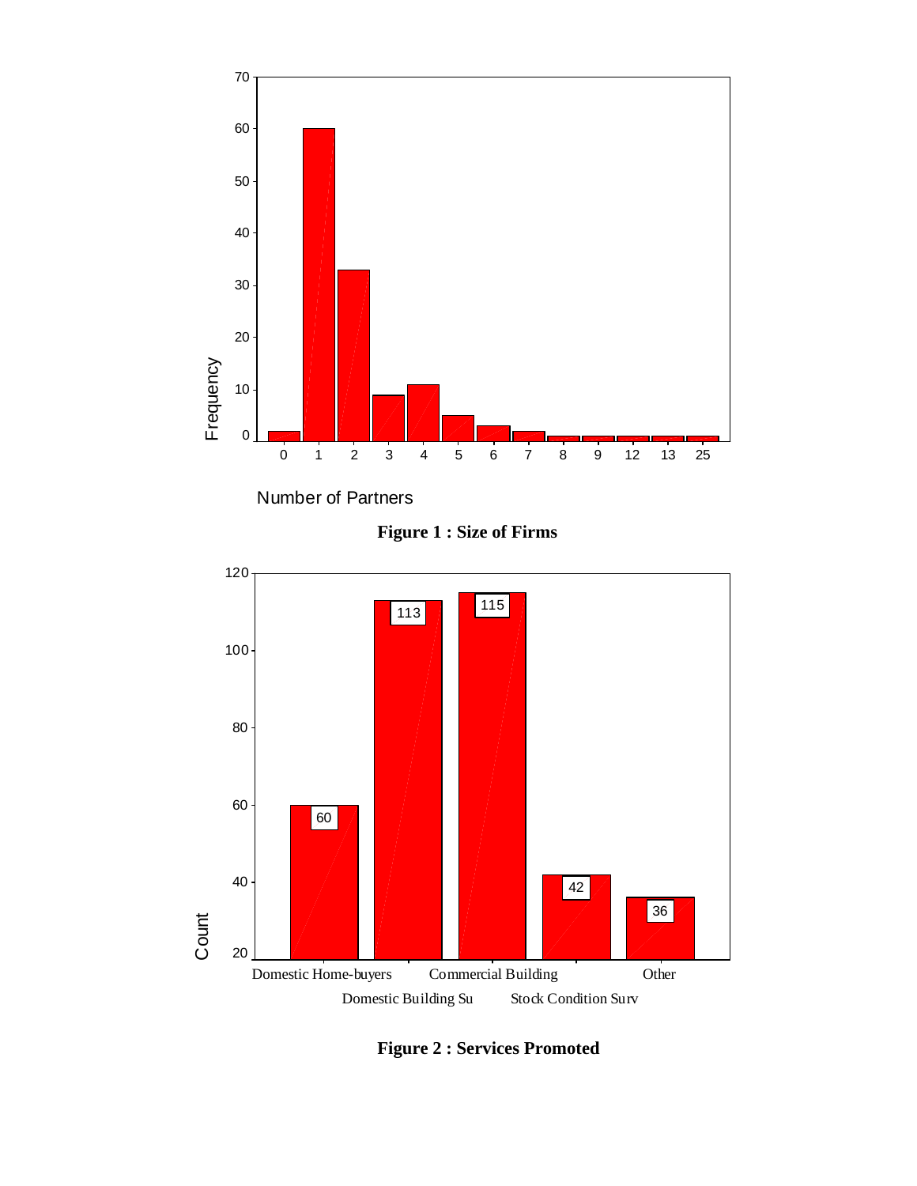**Figure 1 : Size of Firms**

**Figure 2 : Services Promoted**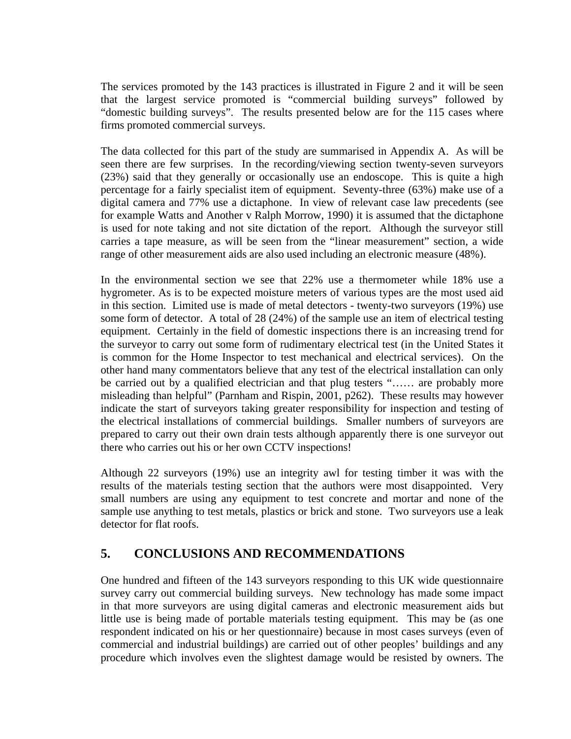The services promoted by the 143 practices is illustrated in Figure 2 and it will be seen that the largest service promoted is "commercial building surveys" followed by "domestic building surveys". The results presented below are for the 115 cases where firms promoted commercial surveys.

The data collected for this part of the study are summarised in Appendix A. As will be seen there are few surprises. In the recording/viewing section twenty-seven surveyors (23%) said that they generally or occasionally use an endoscope. This is quite a high percentage for a fairly specialist item of equipment. Seventy-three (63%) make use of a digital camera and 77% use a dictaphone. In view of relevant case law precedents (see for example Watts and Another v Ralph Morrow, 1990) it is assumed that the dictaphone is used for note taking and not site dictation of the report. Although the surveyor still carries a tape measure, as will be seen from the "linear measurement" section, a wide range of other measurement aids are also used including an electronic measure (48%).

In the environmental section we see that 22% use a thermometer while 18% use a hygrometer. As is to be expected moisture meters of various types are the most used aid in this section. Limited use is made of metal detectors - twenty-two surveyors (19%) use some form of detector. A total of 28 (24%) of the sample use an item of electrical testing equipment. Certainly in the field of domestic inspections there is an increasing trend for the surveyor to carry out some form of rudimentary electrical test (in the United States it is common for the Home Inspector to test mechanical and electrical services). On the other hand many commentators believe that any test of the electrical installation can only be carried out by a qualified electrician and that plug testers "…… are probably more misleading than helpful" (Parnham and Rispin, 2001, p262). These results may however indicate the start of surveyors taking greater responsibility for inspection and testing of the electrical installations of commercial buildings. Smaller numbers of surveyors are prepared to carry out their own drain tests although apparently there is one surveyor out there who carries out his or her own CCTV inspections!

Although 22 surveyors (19%) use an integrity awl for testing timber it was with the results of the materials testing section that the authors were most disappointed. Very small numbers are using any equipment to test concrete and mortar and none of the sample use anything to test metals, plastics or brick and stone. Two surveyors use a leak detector for flat roofs.

## 5. CONCLUSIONS AND RECOMMENDATIONS

One hundred and fifteen of the 143 surveyors responding to this UK wide questionnaire survey carry out commercial building surveys. New technology has made some impact in that more surveyors are using digital cameras and electronic measurement aids but little use is being made of portable materials testing equipment. This may be (as one respondent indicated on his or her questionnaire) because in most cases surveys (even of commercial and industrial buildings) are carried out of other peoples' buildings and any procedure which involves even the slightest damage would be resisted by owners. The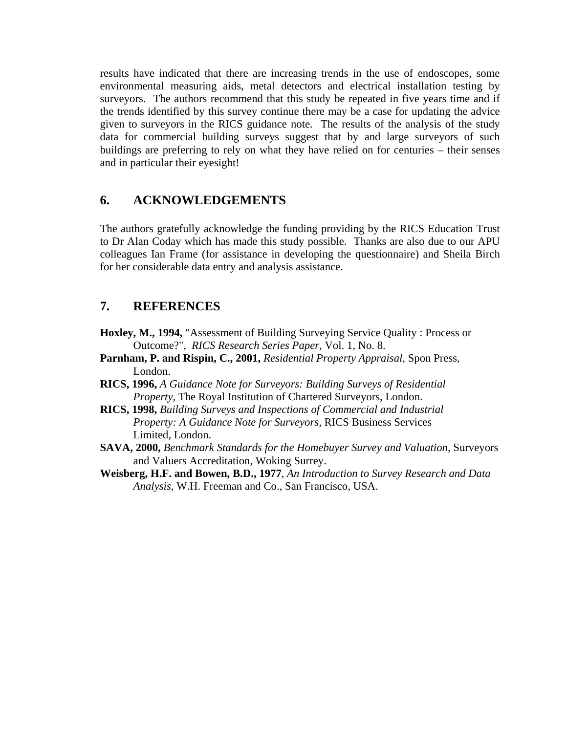results have indicated that there are increasing trends in the use of endoscopes, some environmental measuring aids, metal detectors and electrical installation testing by surveyors. The authors recommend that this study be repeated in five years time and if the trends identified by this survey continue there may be a case for updating the advice given to surveyors in the RICS guidance note. The results of the analysis of the study data for commercial building surveys suggest that by and large surveyors of such buildings are preferring to rely on what they have relied on for centuries – their senses and in particular their eyesight!

## 6. ACKNOWLEDGEMENTS

The authors gratefully acknowledge the funding providing by the RICS Education Trust to Dr Alan Coday which has made this study possible. Thanks are also due to our APU colleagues Ian Frame (for assistance in developing the questionnaire) and Sheila Birch for her considerable data entry and analysis assistance.

## 7. REFERENCES

**Hoxley, M., 1994,** "Assessment of Building Surveying Service Quality : Process or Outcome?", *RICS Research Series Paper*, Vol. 1, No. 8.

**Parnham, P. and Rispin, C., 2001,** *Residential Property Appraisal*, Spon Press, London.

**RICS, 1996,** *A Guidance Note for Surveyors: Building Surveys of Residential Property,* The Royal Institution of Chartered Surveyors, London.

**RICS, 1998,** *Building Surveys and Inspections of Commercial and Industrial Property: A Guidance Note for Surveyors,* RICS Business Services Limited, London.

**SAVA, 2000,** *Benchmark Standards for the Homebuyer Survey and Valuation,* Surveyors and Valuers Accreditation, Woking Surrey.

**Weisberg, H.F. and Bowen, B.D., 1977**, *An Introduction to Survey Research and Data Analysis*, W.H. Freeman and Co., San Francisco, USA.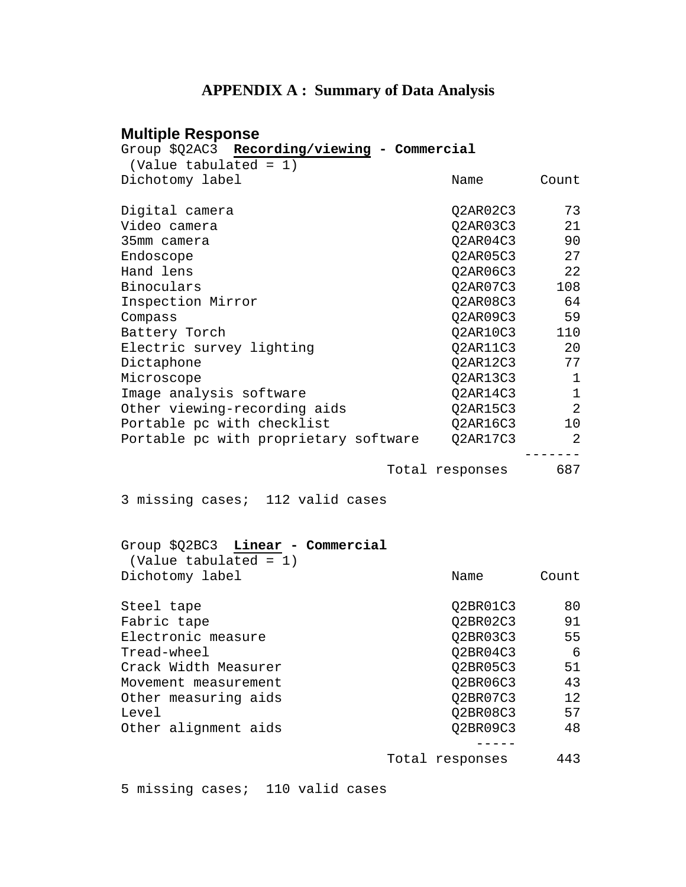# APPENDIX A : Summary of Data Analysis

## Multiple Response

Group $Q2AC3 **Recording/viewing - Commercial**
(Value tabulated = 1)

| Dichotomy label | Name | Count |
|---|---|---|
| Digital camera | Q2AR02C3 | 73 |
| Video camera | Q2AR03C3 | 21 |
| 35mm camera | Q2AR04C3 | 90 |
| Endoscope | Q2AR05C3 | 27 |
| Hand lens | Q2AR06C3 | 22 |
| Binoculars | Q2AR07C3 | 108 |
| Inspection Mirror | Q2AR08C3 | 64 |
| Compass | Q2AR09C3 | 59 |
| Battery Torch | Q2AR10C3 | 110 |
| Electric survey lighting | Q2AR11C3 | 20 |
| Dictaphone | Q2AR12C3 | 77 |
| Microscope | Q2AR13C3 | 1 |
| Image analysis software | Q2AR14C3 | 1 |
| Other viewing-recording aids | Q2AR15C3 | 2 |
| Portable pc with checklist | Q2AR16C3 | 10 |
| Portable pc with proprietary software | Q2AR17C3 | 2 |
| | Total responses | 687 |

3 missing cases; 112 valid cases

Group $Q2BC3 **Linear - Commercial**
(Value tabulated = 1)

| Dichotomy label | Name | Count |
|---|---|---|
| Steel tape | Q2BR01C3 | 80 |
| Fabric tape | Q2BR02C3 | 91 |
| Electronic measure | Q2BR03C3 | 55 |
| Tread-wheel | Q2BR04C3 | 6 |
| Crack Width Measurer | Q2BR05C3 | 51 |
| Movement measurement | Q2BR06C3 | 43 |
| Other measuring aids | Q2BR07C3 | 12 |
| Level | Q2BR08C3 | 57 |
| Other alignment aids | Q2BR09C3 | 48 |
| | Total responses | 443 |

5 missing cases; 110 valid cases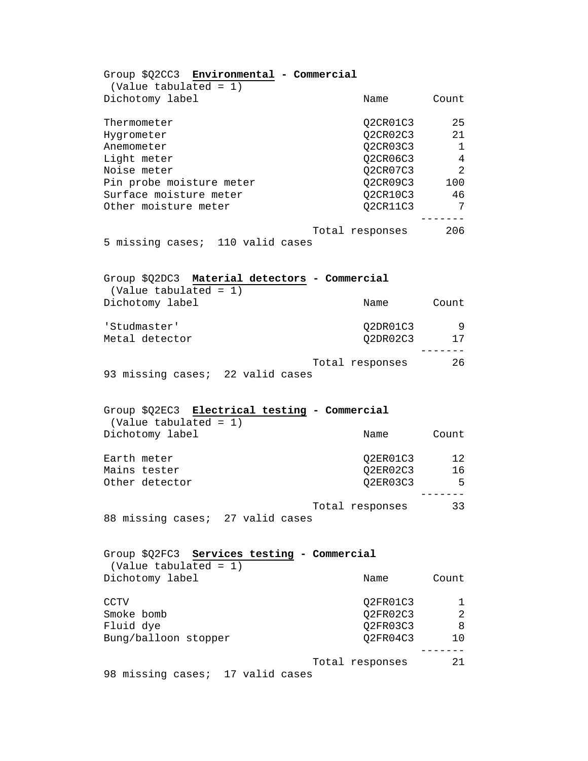Group $Q2CC3 **Environmental** **- Commercial**
(Value tabulated = 1)

| Dichotomy label | Name | Count |
|---|---|---|
| Thermometer | Q2CR01C3 | 25 |
| Hygrometer | Q2CR02C3 | 21 |
| Anemometer | Q2CR03C3 | 1 |
| Light meter | Q2CR06C3 | 4 |
| Noise meter | Q2CR07C3 | 2 |
| Pin probe moisture meter | Q2CR09C3 | 100 |
| Surface moisture meter | Q2CR10C3 | 46 |
| Other moisture meter | Q2CR11C3 | 7 |
| | Total responses | 206 |

5 missing cases; 110 valid cases

Group $Q2DC3 **Material detectors** **- Commercial**
(Value tabulated = 1)

| Dichotomy label | Name | Count |
|---|---|---|
| 'Studmaster' | Q2DR01C3 | 9 |
| Metal detector | Q2DR02C3 | 17 |
| | Total responses | 26 |

93 missing cases; 22 valid cases

Group $Q2EC3 **Electrical testing** **- Commercial**
(Value tabulated = 1)

| Dichotomy label | Name | Count |
|---|---|---|
| Earth meter | Q2ER01C3 | 12 |
| Mains tester | Q2ER02C3 | 16 |
| Other detector | Q2ER03C3 | 5 |
| | Total responses | 33 |

88 missing cases; 27 valid cases

Group $Q2FC3 **Services testing** **- Commercial**
(Value tabulated = 1)

| Dichotomy label | Name | Count |
|---|---|---|
| CCTV | Q2FR01C3 | 1 |
| Smoke bomb | Q2FR02C3 | 2 |
| Fluid dye | Q2FR03C3 | 8 |
| Bung/balloon stopper | Q2FR04C3 | 10 |
| | Total responses | 21 |

98 missing cases; 17 valid cases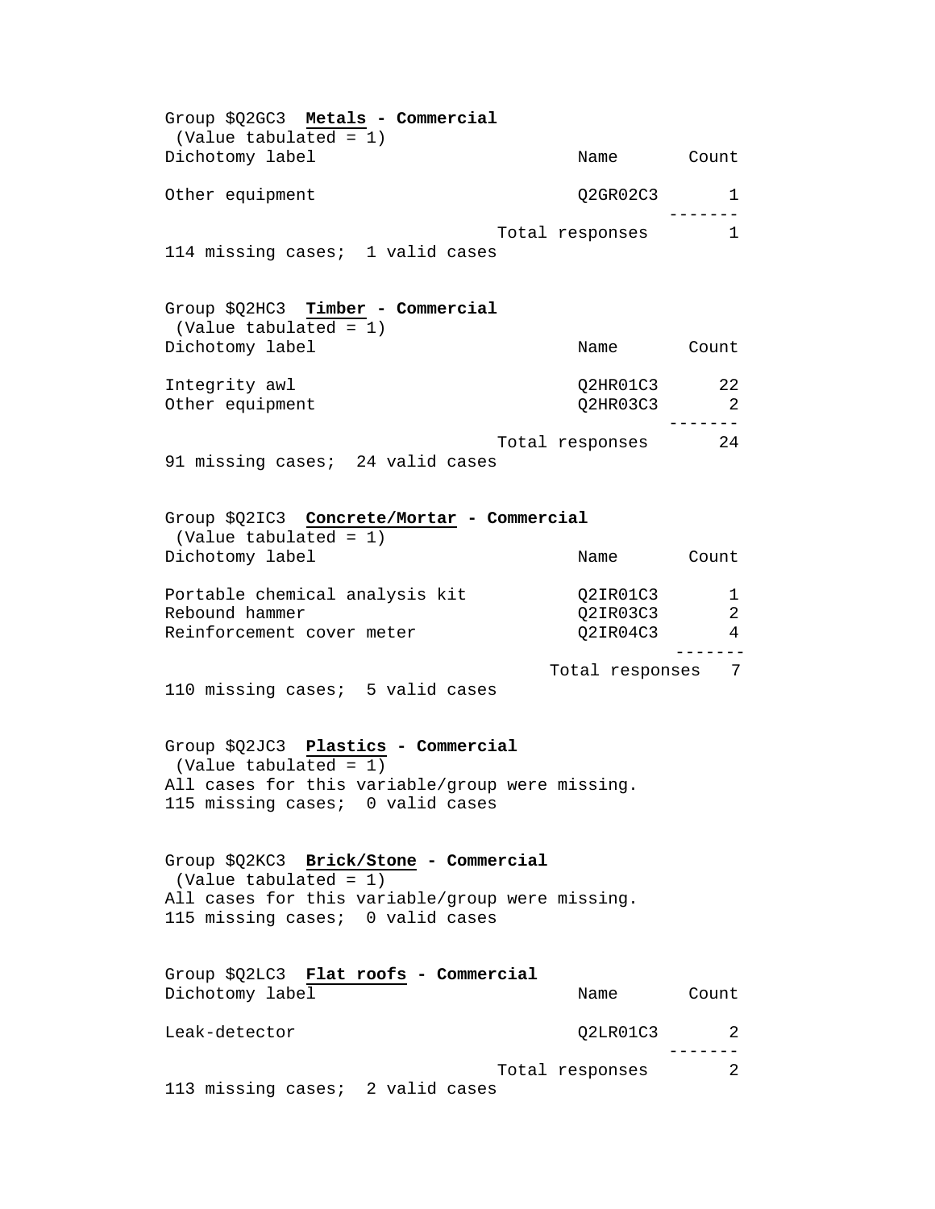Group $Q2GC3 **Metals - Commercial**
(Value tabulated = 1)

| Dichotomy label | Name | Count |
|---|---|---|
| Other equipment | Q2GR02C3 | 1 |
| | Total responses | 1 |

114 missing cases; 1 valid cases

Group $Q2HC3 **Timber - Commercial**
(Value tabulated = 1)

| Dichotomy label | Name | Count |
|---|---|---|
| Integrity awl | Q2HR01C3 | 22 |
| Other equipment | Q2HR03C3 | 2 |
| | Total responses | 24 |

91 missing cases; 24 valid cases

Group $Q2IC3 **Concrete/Mortar - Commercial**
(Value tabulated = 1)

| Dichotomy label | Name | Count |
|---|---|---|
| Portable chemical analysis kit | Q2IR01C3 | 1 |
| Rebound hammer | Q2IR03C3 | 2 |
| Reinforcement cover meter | Q2IR04C3 | 4 |
| | Total responses | 7 |

110 missing cases; 5 valid cases

Group $Q2JC3 **Plastics - Commercial**
(Value tabulated = 1)
All cases for this variable/group were missing.
115 missing cases; 0 valid cases

Group $Q2KC3 **Brick/Stone - Commercial**
(Value tabulated = 1)
All cases for this variable/group were missing.
115 missing cases; 0 valid cases

Group $Q2LC3 **Flat roofs - Commercial**

| Dichotomy label | Name | Count |
|---|---|---|
| Leak-detector | Q2LR01C3 | 2 |
| | Total responses | 2 |

113 missing cases; 2 valid cases